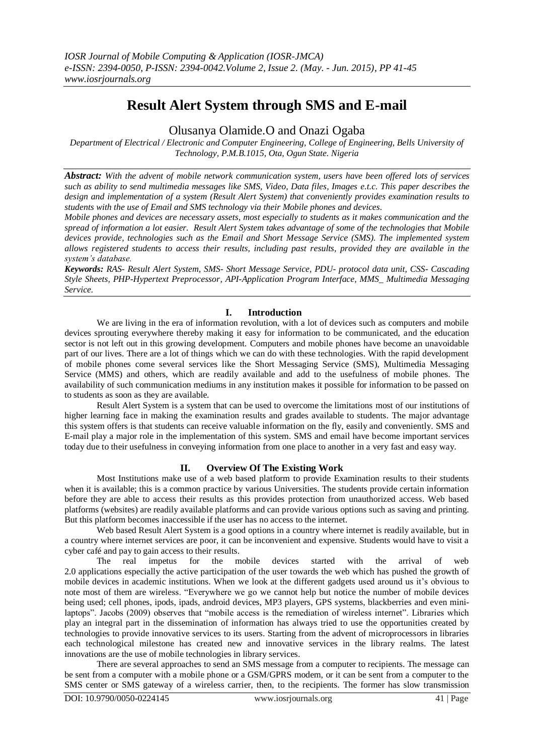# Result Alert System through SMS and E-mail

Olusanya Olamide.O and Onazi Ogaba

*Department of Electrical / Electronic and Computer Engineering, College of Engineering, Bells University of Technology, P.M.B.1015, Ota, Ogun State. Nigeria*

***Abstract:*** *With the advent of mobile network communication system, users have been offered lots of services such as ability to send multimedia messages like SMS, Video, Data files, Images e.t.c. This paper describes the design and implementation of a system (Result Alert System) that conveniently provides examination results to students with the use of Email and SMS technology via their Mobile phones and devices.*

*Mobile phones and devices are necessary assets, most especially to students as it makes communication and the spread of information a lot easier. Result Alert System takes advantage of some of the technologies that Mobile devices provide, technologies such as the Email and Short Message Service (SMS). The implemented system allows registered students to access their results, including past results, provided they are available in the system's database.*

***Keywords:*** *RAS- Result Alert System, SMS- Short Message Service, PDU- protocol data unit, CSS- Cascading Style Sheets, PHP-Hypertext Preprocessor, API-Application Program Interface, MMS_ Multimedia Messaging Service.*

## I. Introduction

We are living in the era of information revolution, with a lot of devices such as computers and mobile devices sprouting everywhere thereby making it easy for information to be communicated, and the education sector is not left out in this growing development. Computers and mobile phones have become an unavoidable part of our lives. There are a lot of things which we can do with these technologies. With the rapid development of mobile phones come several services like the Short Messaging Service (SMS), Multimedia Messaging Service (MMS) and others, which are readily available and add to the usefulness of mobile phones. The availability of such communication mediums in any institution makes it possible for information to be passed on to students as soon as they are available.

Result Alert System is a system that can be used to overcome the limitations most of our institutions of higher learning face in making the examination results and grades available to students. The major advantage this system offers is that students can receive valuable information on the fly, easily and conveniently. SMS and E-mail play a major role in the implementation of this system. SMS and email have become important services today due to their usefulness in conveying information from one place to another in a very fast and easy way.

## II. Overview Of The Existing Work

Most Institutions make use of a web based platform to provide Examination results to their students when it is available; this is a common practice by various Universities. The students provide certain information before they are able to access their results as this provides protection from unauthorized access. Web based platforms (websites) are readily available platforms and can provide various options such as saving and printing. But this platform becomes inaccessible if the user has no access to the internet.

Web based Result Alert System is a good options in a country where internet is readily available, but in a country where internet services are poor, it can be inconvenient and expensive. Students would have to visit a cyber café and pay to gain access to their results.

The real impetus for the mobile devices started with the arrival of web 2.0 applications especially the active participation of the user towards the web which has pushed the growth of mobile devices in academic institutions. When we look at the different gadgets used around us it's obvious to note most of them are wireless. "Everywhere we go we cannot help but notice the number of mobile devices being used; cell phones, ipods, ipads, android devices, MP3 players, GPS systems, blackberries and even mini-laptops". Jacobs (2009) observes that "mobile access is the remediation of wireless internet". Libraries which play an integral part in the dissemination of information has always tried to use the opportunities created by technologies to provide innovative services to its users. Starting from the advent of microprocessors in libraries each technological milestone has created new and innovative services in the library realms. The latest innovations are the use of mobile technologies in library services.

There are several approaches to send an SMS message from a computer to recipients. The message can be sent from a computer with a mobile phone or a GSM/GPRS modem, or it can be sent from a computer to the SMS center or SMS gateway of a wireless carrier, then, to the recipients. The former has slow transmission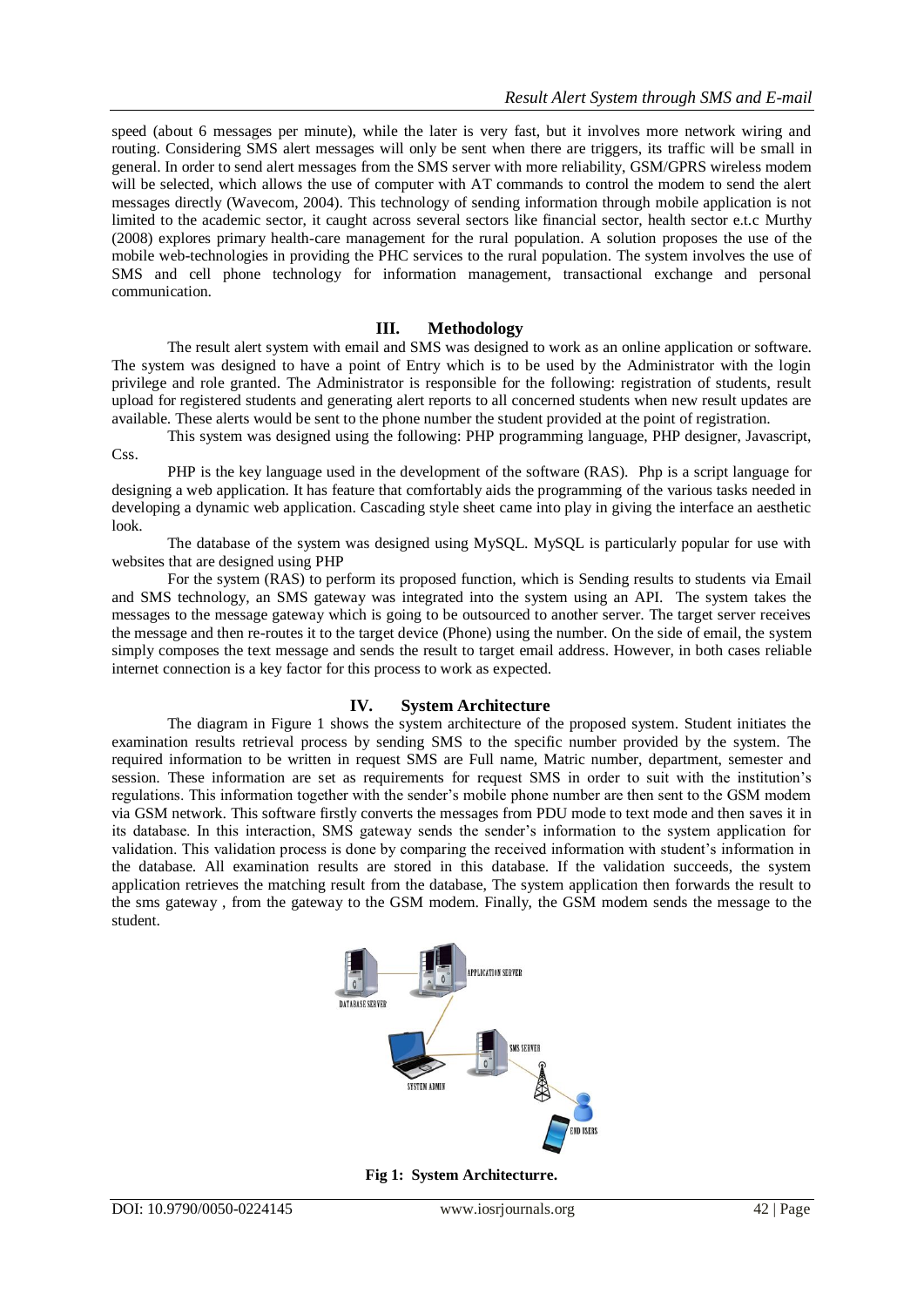speed (about 6 messages per minute), while the later is very fast, but it involves more network wiring and routing. Considering SMS alert messages will only be sent when there are triggers, its traffic will be small in general. In order to send alert messages from the SMS server with more reliability, GSM/GPRS wireless modem will be selected, which allows the use of computer with AT commands to control the modem to send the alert messages directly (Wavecom, 2004). This technology of sending information through mobile application is not limited to the academic sector, it caught across several sectors like financial sector, health sector e.t.c Murthy (2008) explores primary health-care management for the rural population. A solution proposes the use of the mobile web-technologies in providing the PHC services to the rural population. The system involves the use of SMS and cell phone technology for information management, transactional exchange and personal communication.

## III. Methodology

The result alert system with email and SMS was designed to work as an online application or software. The system was designed to have a point of Entry which is to be used by the Administrator with the login privilege and role granted. The Administrator is responsible for the following: registration of students, result upload for registered students and generating alert reports to all concerned students when new result updates are available. These alerts would be sent to the phone number the student provided at the point of registration.

This system was designed using the following: PHP programming language, PHP designer, Javascript, Css.

PHP is the key language used in the development of the software (RAS). Php is a script language for designing a web application. It has feature that comfortably aids the programming of the various tasks needed in developing a dynamic web application. Cascading style sheet came into play in giving the interface an aesthetic look.

The database of the system was designed using MySQL. MySQL is particularly popular for use with websites that are designed using PHP

For the system (RAS) to perform its proposed function, which is Sending results to students via Email and SMS technology, an SMS gateway was integrated into the system using an API. The system takes the messages to the message gateway which is going to be outsourced to another server. The target server receives the message and then re-routes it to the target device (Phone) using the number. On the side of email, the system simply composes the text message and sends the result to target email address. However, in both cases reliable internet connection is a key factor for this process to work as expected.

## IV. System Architecture

The diagram in Figure 1 shows the system architecture of the proposed system. Student initiates the examination results retrieval process by sending SMS to the specific number provided by the system. The required information to be written in request SMS are Full name, Matric number, department, semester and session. These information are set as requirements for request SMS in order to suit with the institution's regulations. This information together with the sender's mobile phone number are then sent to the GSM modem via GSM network. This software firstly converts the messages from PDU mode to text mode and then saves it in its database. In this interaction, SMS gateway sends the sender's information to the system application for validation. This validation process is done by comparing the received information with student's information in the database. All examination results are stored in this database. If the validation succeeds, the system application retrieves the matching result from the database, The system application then forwards the result to the sms gateway , from the gateway to the GSM modem. Finally, the GSM modem sends the message to the student.

**Fig 1: System Architecturre.**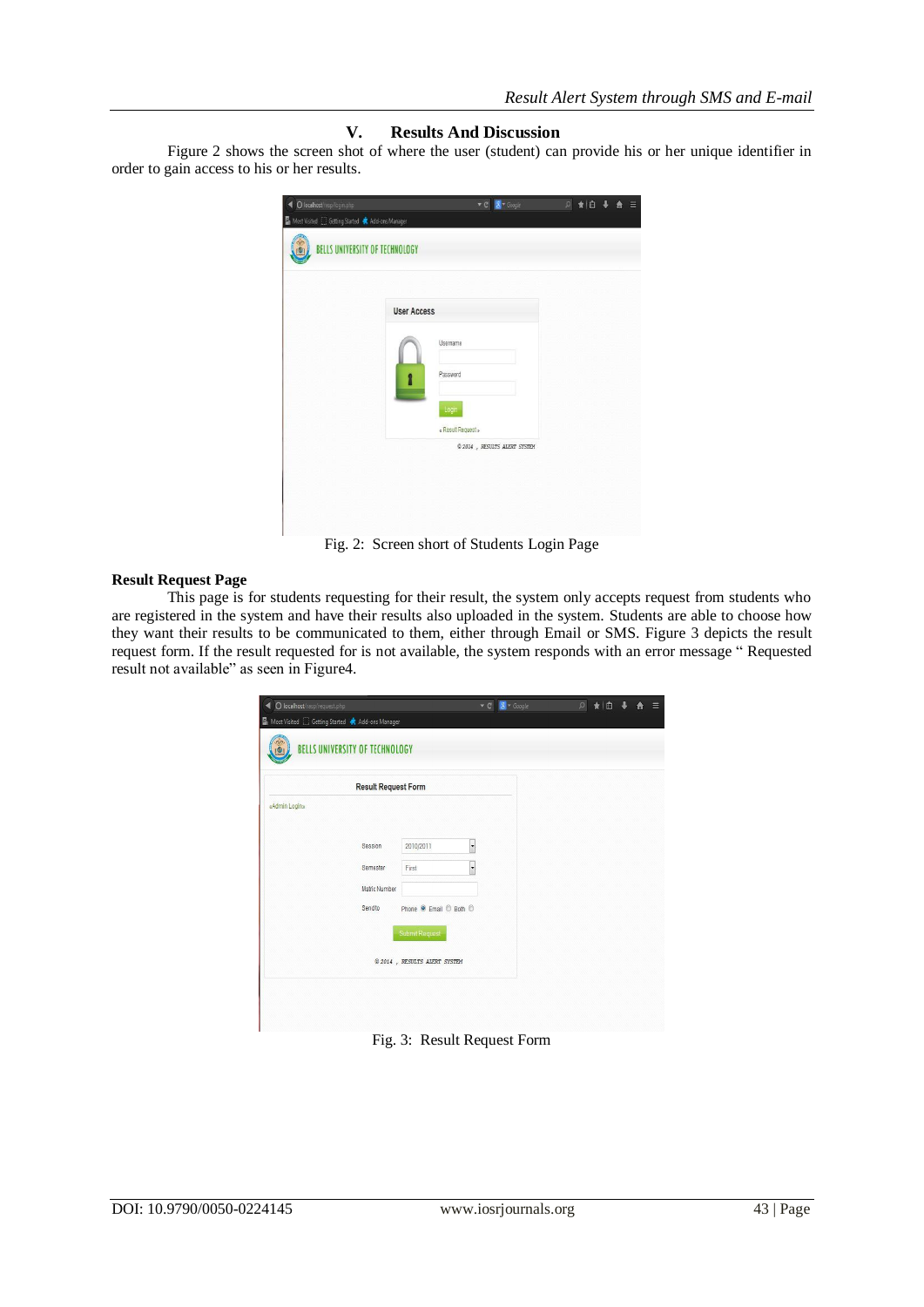## V. Results And Discussion

Figure 2 shows the screen shot of where the user (student) can provide his or her unique identifier in order to gain access to his or her results.

Fig. 2: Screen short of Students Login Page

### Result Request Page

This page is for students requesting for their result, the system only accepts request from students who are registered in the system and have their results also uploaded in the system. Students are able to choose how they want their results to be communicated to them, either through Email or SMS. Figure 3 depicts the result request form. If the result requested for is not available, the system responds with an error message " Requested result not available" as seen in Figure4.

Fig. 3: Result Request Form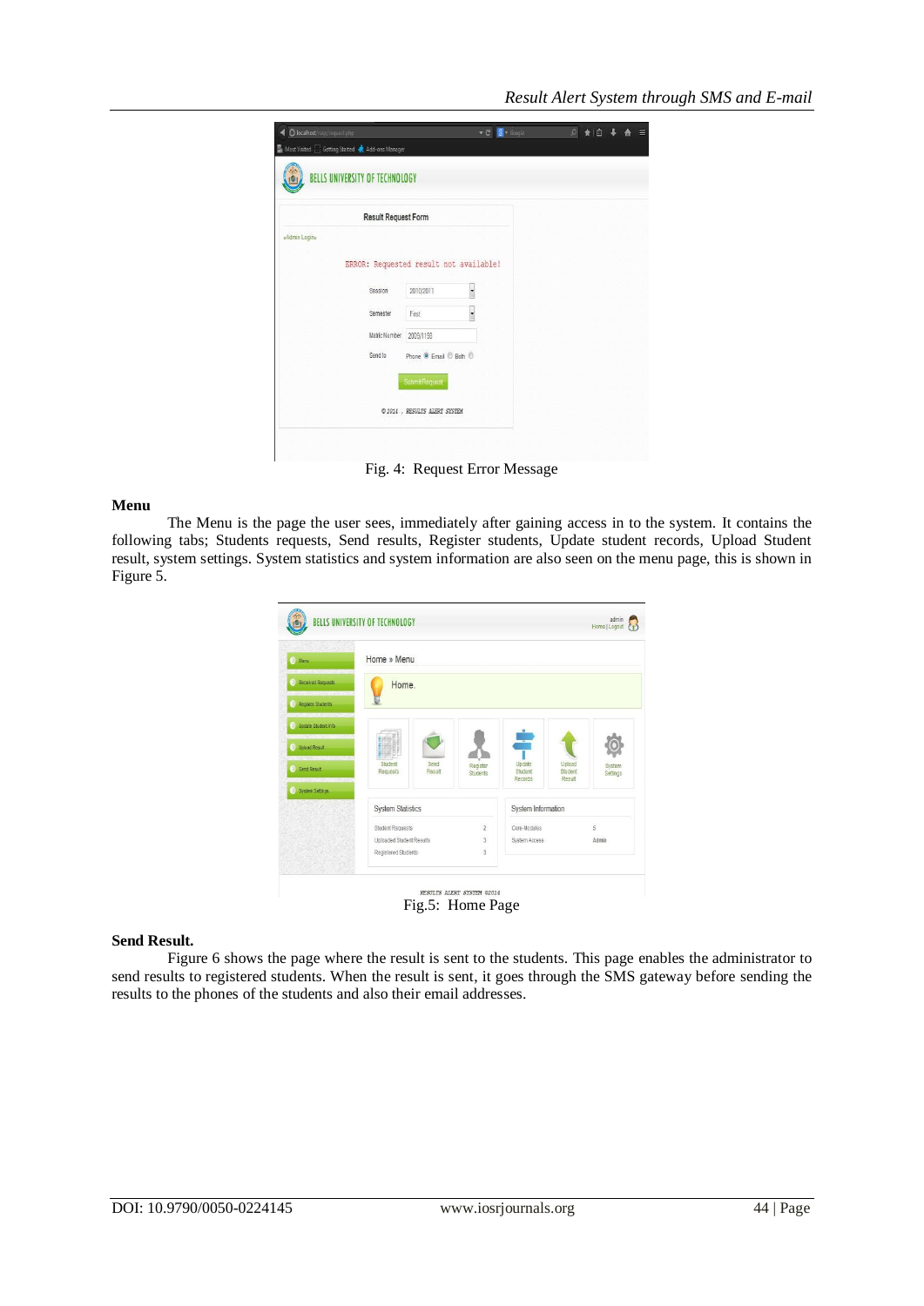Fig. 4: Request Error Message

**Menu**

The Menu is the page the user sees, immediately after gaining access in to the system. It contains the following tabs; Students requests, Send results, Register students, Update student records, Upload Student result, system settings. System statistics and system information are also seen on the menu page, this is shown in Figure 5.

Fig.5: Home Page

**Send Result.**

Figure 6 shows the page where the result is sent to the students. This page enables the administrator to send results to registered students. When the result is sent, it goes through the SMS gateway before sending the results to the phones of the students and also their email addresses.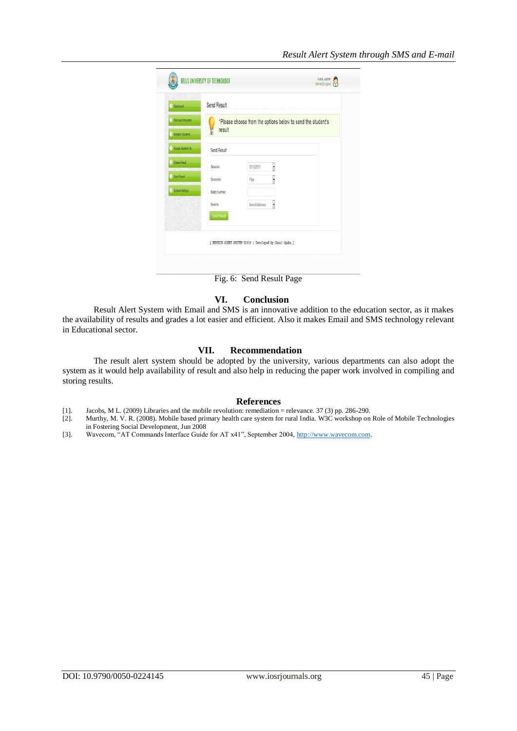Fig. 6: Send Result Page

## VI. Conclusion

Result Alert System with Email and SMS is an innovative addition to the education sector, as it makes the availability of results and grades a lot easier and efficient. Also it makes Email and SMS technology relevant in Educational sector.

## VII. Recommendation

The result alert system should be adopted by the university, various departments can also adopt the system as it would help availability of result and also help in reducing the paper work involved in compiling and storing results.

## References

[1]. Jacobs, M L. (2009) Libraries and the mobile revolution: remediation = relevance. 37 (3) pp. 286-290.

[2]. Murthy, M. V. R. (2008). Mobile based primary health care system for rural India. W3C workshop on Role of Mobile Technologies in Fostering Social Development, Jun 2008

[3]. Wavecom, "AT Commands Interface Guide for AT x41", September 2004, http://www.wavecom.com.